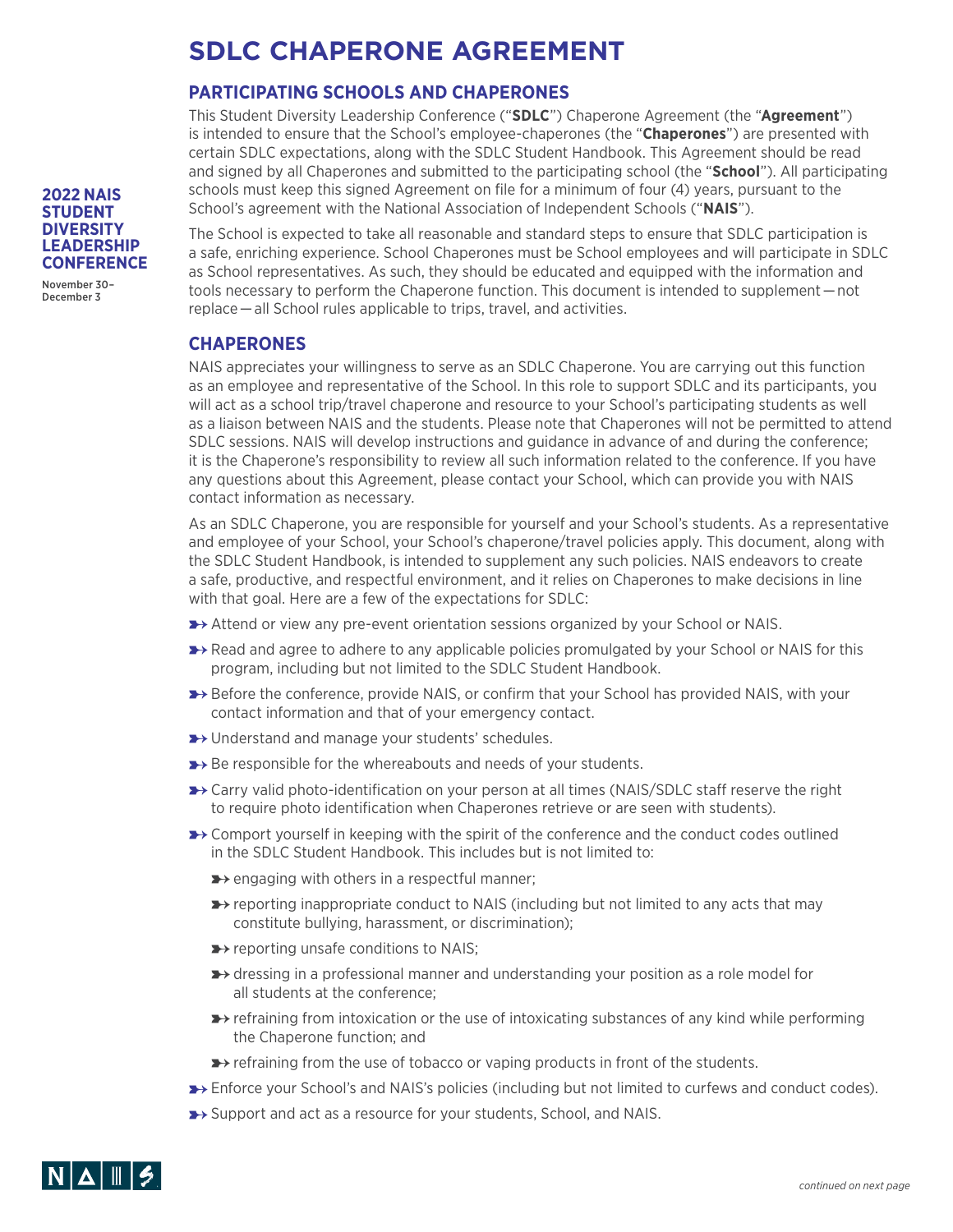# SDLC CHAPERONE AGREEMENT

**2022 NAIS STUDENT DIVERSITY LEADERSHIP CONFERENCE**

November 30–December 3

## PARTICIPATING SCHOOLS AND CHAPERONES

This Student Diversity Leadership Conference ("**SDLC**") Chaperone Agreement (the "**Agreement**") is intended to ensure that the School's employee-chaperones (the "**Chaperones**") are presented with certain SDLC expectations, along with the SDLC Student Handbook. This Agreement should be read and signed by all Chaperones and submitted to the participating school (the "**School**"). All participating schools must keep this signed Agreement on file for a minimum of four (4) years, pursuant to the School's agreement with the National Association of Independent Schools ("**NAIS**").

The School is expected to take all reasonable and standard steps to ensure that SDLC participation is a safe, enriching experience. School Chaperones must be School employees and will participate in SDLC as School representatives. As such, they should be educated and equipped with the information and tools necessary to perform the Chaperone function. This document is intended to supplement—not replace—all School rules applicable to trips, travel, and activities.

## CHAPERONES

NAIS appreciates your willingness to serve as an SDLC Chaperone. You are carrying out this function as an employee and representative of the School. In this role to support SDLC and its participants, you will act as a school trip/travel chaperone and resource to your School's participating students as well as a liaison between NAIS and the students. Please note that Chaperones will not be permitted to attend SDLC sessions. NAIS will develop instructions and guidance in advance of and during the conference; it is the Chaperone's responsibility to review all such information related to the conference. If you have any questions about this Agreement, please contact your School, which can provide you with NAIS contact information as necessary.

As an SDLC Chaperone, you are responsible for yourself and your School's students. As a representative and employee of your School, your School's chaperone/travel policies apply. This document, along with the SDLC Student Handbook, is intended to supplement any such policies. NAIS endeavors to create a safe, productive, and respectful environment, and it relies on Chaperones to make decisions in line with that goal. Here are a few of the expectations for SDLC:

- Attend or view any pre-event orientation sessions organized by your School or NAIS.
- Read and agree to adhere to any applicable policies promulgated by your School or NAIS for this program, including but not limited to the SDLC Student Handbook.
- Before the conference, provide NAIS, or confirm that your School has provided NAIS, with your contact information and that of your emergency contact.
- Understand and manage your students' schedules.
- Be responsible for the whereabouts and needs of your students.
- Carry valid photo-identification on your person at all times (NAIS/SDLC staff reserve the right to require photo identification when Chaperones retrieve or are seen with students).
- Comport yourself in keeping with the spirit of the conference and the conduct codes outlined in the SDLC Student Handbook. This includes but is not limited to:
  - engaging with others in a respectful manner;
  - reporting inappropriate conduct to NAIS (including but not limited to any acts that may constitute bullying, harassment, or discrimination);
  - reporting unsafe conditions to NAIS;
  - dressing in a professional manner and understanding your position as a role model for all students at the conference;
  - refraining from intoxication or the use of intoxicating substances of any kind while performing the Chaperone function; and
  - refraining from the use of tobacco or vaping products in front of the students.
- Enforce your School's and NAIS's policies (including but not limited to curfews and conduct codes).
- Support and act as a resource for your students, School, and NAIS.

*continued on next page*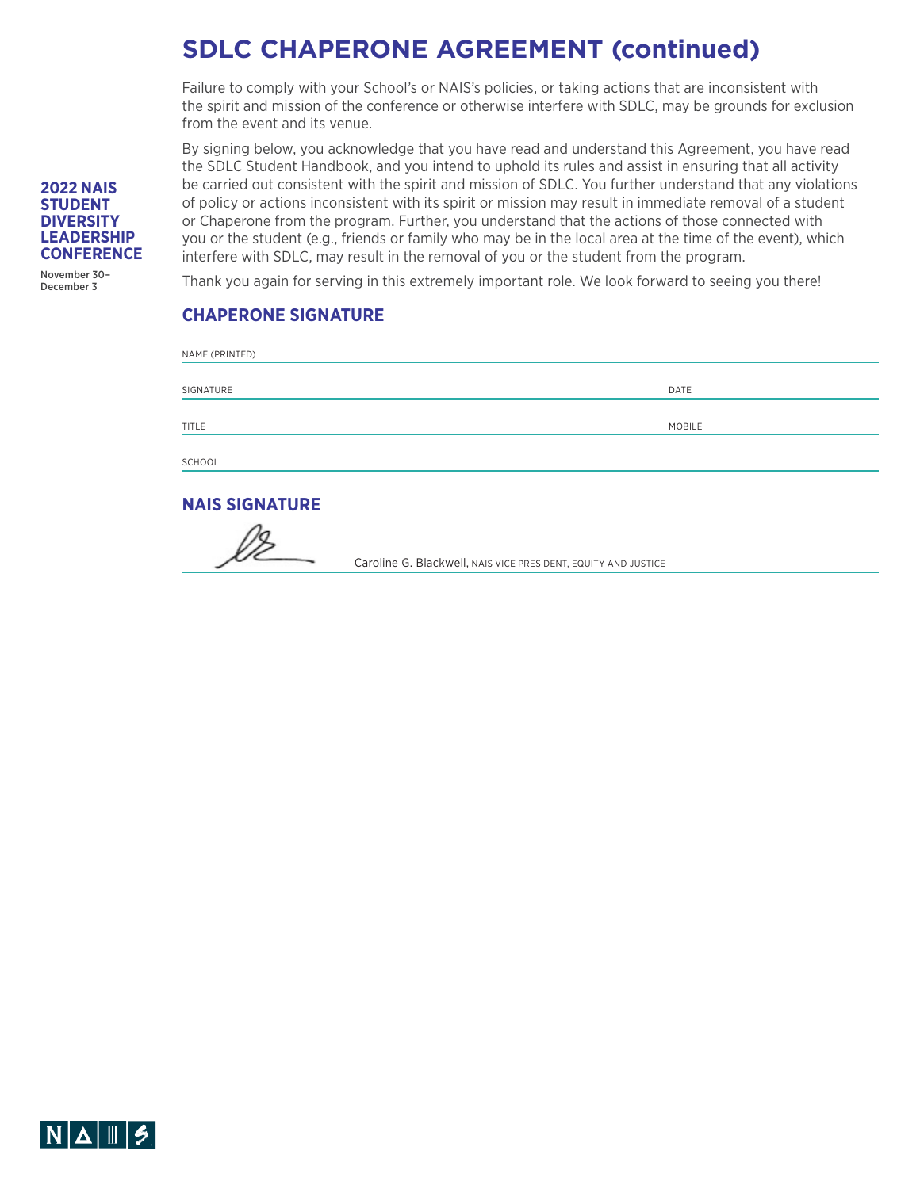# SDLC CHAPERONE AGREEMENT (continued)

**2022 NAIS STUDENT DIVERSITY LEADERSHIP CONFERENCE**

November 30–December 3

Failure to comply with your School's or NAIS's policies, or taking actions that are inconsistent with the spirit and mission of the conference or otherwise interfere with SDLC, may be grounds for exclusion from the event and its venue.

By signing below, you acknowledge that you have read and understand this Agreement, you have read the SDLC Student Handbook, and you intend to uphold its rules and assist in ensuring that all activity be carried out consistent with the spirit and mission of SDLC. You further understand that any violations of policy or actions inconsistent with its spirit or mission may result in immediate removal of a student or Chaperone from the program. Further, you understand that the actions of those connected with you or the student (e.g., friends or family who may be in the local area at the time of the event), which interfere with SDLC, may result in the removal of you or the student from the program.

Thank you again for serving in this extremely important role. We look forward to seeing you there!

## CHAPERONE SIGNATURE

NAME (PRINTED) ______________________________

SIGNATURE ______________________________ DATE ______________

TITLE ______________________________ MOBILE ______________

SCHOOL ______________________________

## NAIS SIGNATURE

Caroline G. Blackwell, NAIS VICE PRESIDENT, EQUITY AND JUSTICE